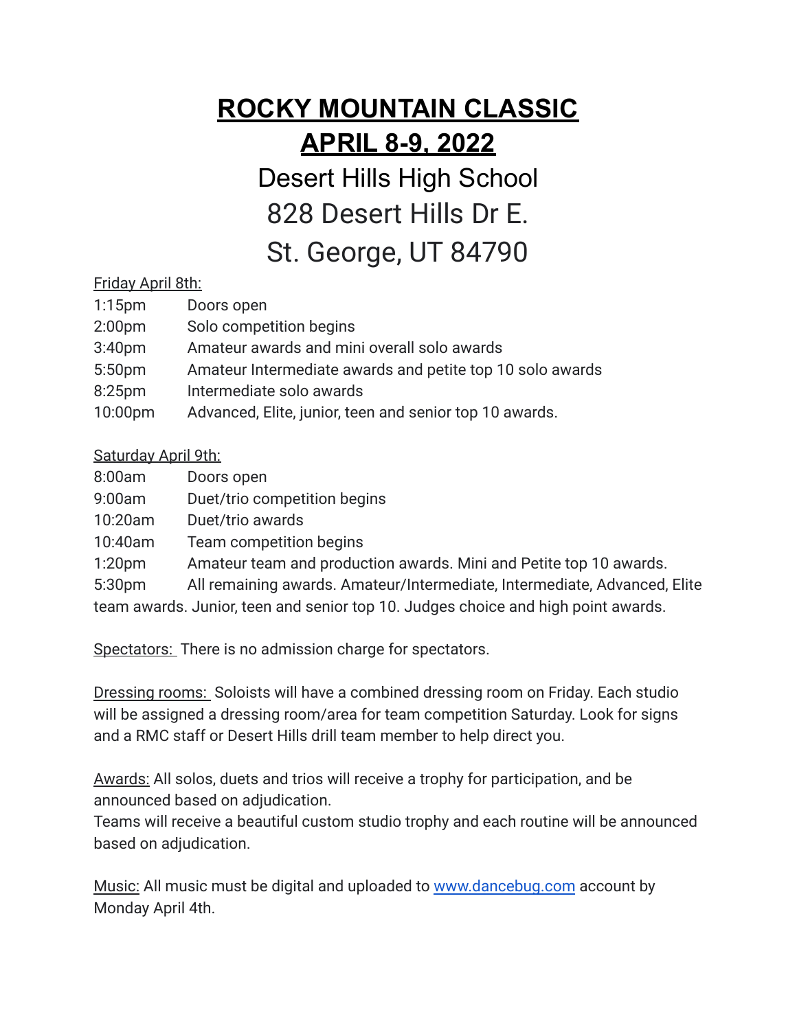# ROCKY MOUNTAIN CLASSIC
# APRIL 8-9, 2022

## Desert Hills High School
## 828 Desert Hills Dr E.
## St. George, UT 84790

Friday April 8th:

| | |
|---|---|
| 1:15pm | Doors open |
| 2:00pm | Solo competition begins |
| 3:40pm | Amateur awards and mini overall solo awards |
| 5:50pm | Amateur Intermediate awards and petite top 10 solo awards |
| 8:25pm | Intermediate solo awards |
| 10:00pm | Advanced, Elite, junior, teen and senior top 10 awards. |

Saturday April 9th:

| | |
|---|---|
| 8:00am | Doors open |
| 9:00am | Duet/trio competition begins |
| 10:20am | Duet/trio awards |
| 10:40am | Team competition begins |
| 1:20pm | Amateur team and production awards. Mini and Petite top 10 awards. |
| 5:30pm | All remaining awards. Amateur/Intermediate, Intermediate, Advanced, Elite team awards. Junior, teen and senior top 10. Judges choice and high point awards. |

Spectators: There is no admission charge for spectators.

Dressing rooms: Soloists will have a combined dressing room on Friday. Each studio will be assigned a dressing room/area for team competition Saturday. Look for signs and a RMC staff or Desert Hills drill team member to help direct you.

Awards: All solos, duets and trios will receive a trophy for participation, and be announced based on adjudication.
Teams will receive a beautiful custom studio trophy and each routine will be announced based on adjudication.

Music: All music must be digital and uploaded to www.dancebug.com account by Monday April 4th.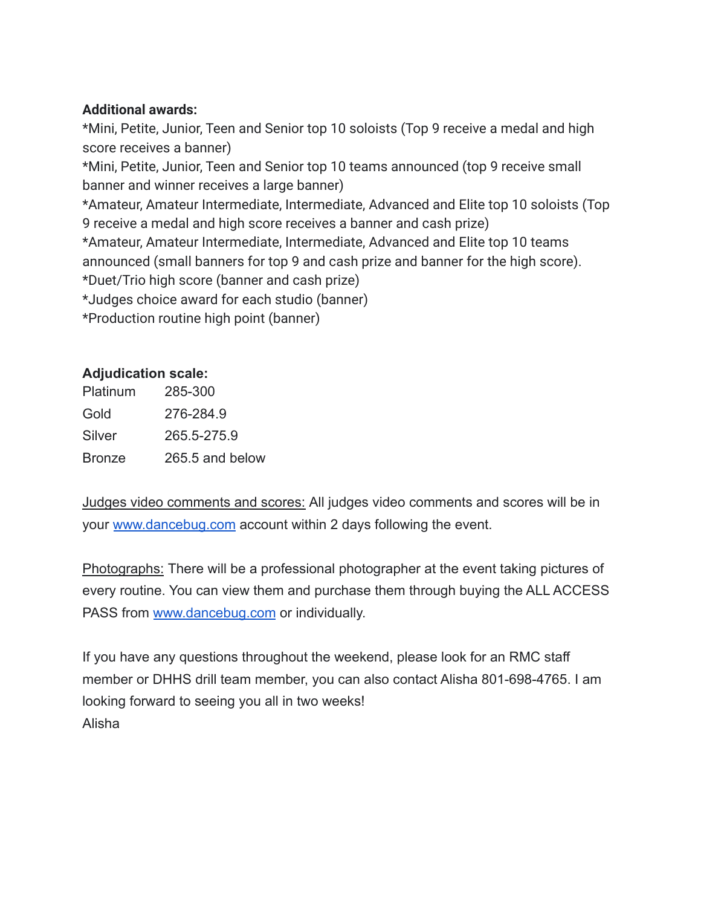**Additional awards:**

*Mini, Petite, Junior, Teen and Senior top 10 soloists (Top 9 receive a medal and high score receives a banner)
*Mini, Petite, Junior, Teen and Senior top 10 teams announced (top 9 receive small banner and winner receives a large banner)
*Amateur, Amateur Intermediate, Intermediate, Advanced and Elite top 10 soloists (Top 9 receive a medal and high score receives a banner and cash prize)
*Amateur, Amateur Intermediate, Intermediate, Advanced and Elite top 10 teams announced (small banners for top 9 and cash prize and banner for the high score).
*Duet/Trio high score (banner and cash prize)
*Judges choice award for each studio (banner)
*Production routine high point (banner)

**Adjudication scale:**

| | |
|---|---|
| Platinum | 285-300 |
| Gold | 276-284.9 |
| Silver | 265.5-275.9 |
| Bronze | 265.5 and below |

Judges video comments and scores: All judges video comments and scores will be in your www.dancebug.com account within 2 days following the event.

Photographs: There will be a professional photographer at the event taking pictures of every routine. You can view them and purchase them through buying the ALL ACCESS PASS from www.dancebug.com or individually.

If you have any questions throughout the weekend, please look for an RMC staff member or DHHS drill team member, you can also contact Alisha 801-698-4765. I am looking forward to seeing you all in two weeks!
Alisha